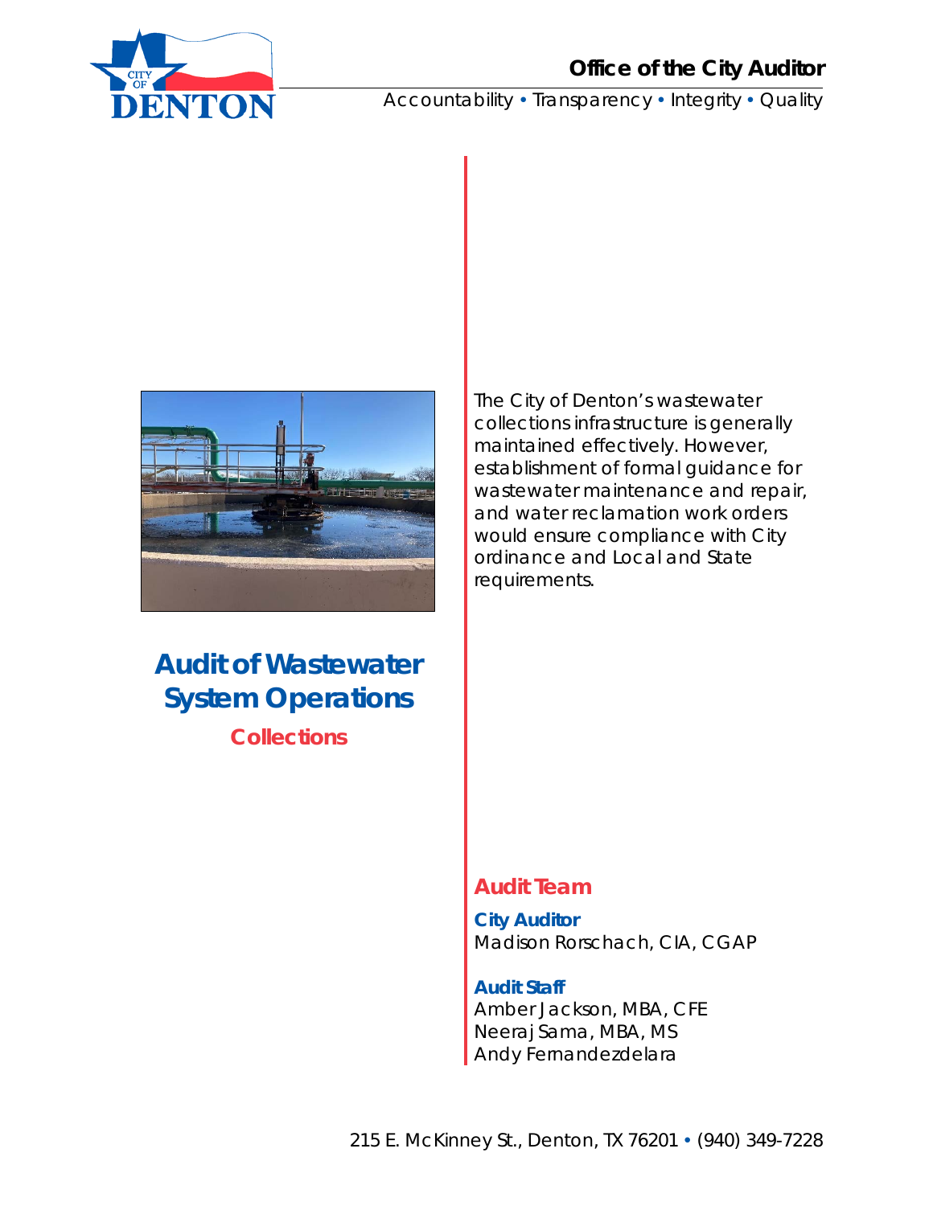**Office of the City Auditor**

Accountability • Transparency • Integrity • Quality

# Audit of Wastewater System Operations

## Collections

The City of Denton's wastewater collections infrastructure is generally maintained effectively. However, establishment of formal guidance for wastewater maintenance and repair, and water reclamation work orders would ensure compliance with City ordinance and Local and State requirements.

### Audit Team

**City Auditor**
Madison Rorschach, CIA, CGAP

**Audit Staff**
Amber Jackson, MBA, CFE
Neeraj Sama, MBA, MS
Andy Fernandezdelara

215 E. McKinney St., Denton, TX 76201 • (940) 349-7228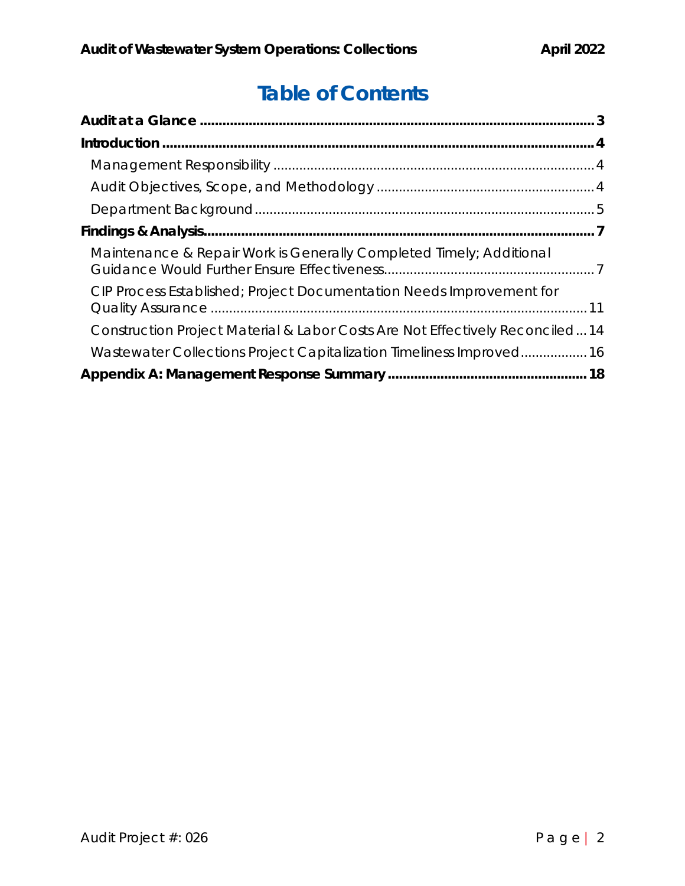# Table of Contents

**Audit at a Glance** ........................................................................................................ **3**

**Introduction** .................................................................................................................. **4**

- Management Responsibility ........................................................................................ 4
- Audit Objectives, Scope, and Methodology ................................................................. 4
- Department Background ............................................................................................. 5

**Findings & Analysis** ....................................................................................................... **7**

- Maintenance & Repair Work is Generally Completed Timely; Additional Guidance Would Further Ensure Effectiveness ........................................................ 7
- CIP Process Established; Project Documentation Needs Improvement for Quality Assurance ...................................................................................................... 11
- Construction Project Material & Labor Costs Are Not Effectively Reconciled ... 14
- Wastewater Collections Project Capitalization Timeliness Improved .................. 16

**Appendix A: Management Response Summary** ..................................................... **18**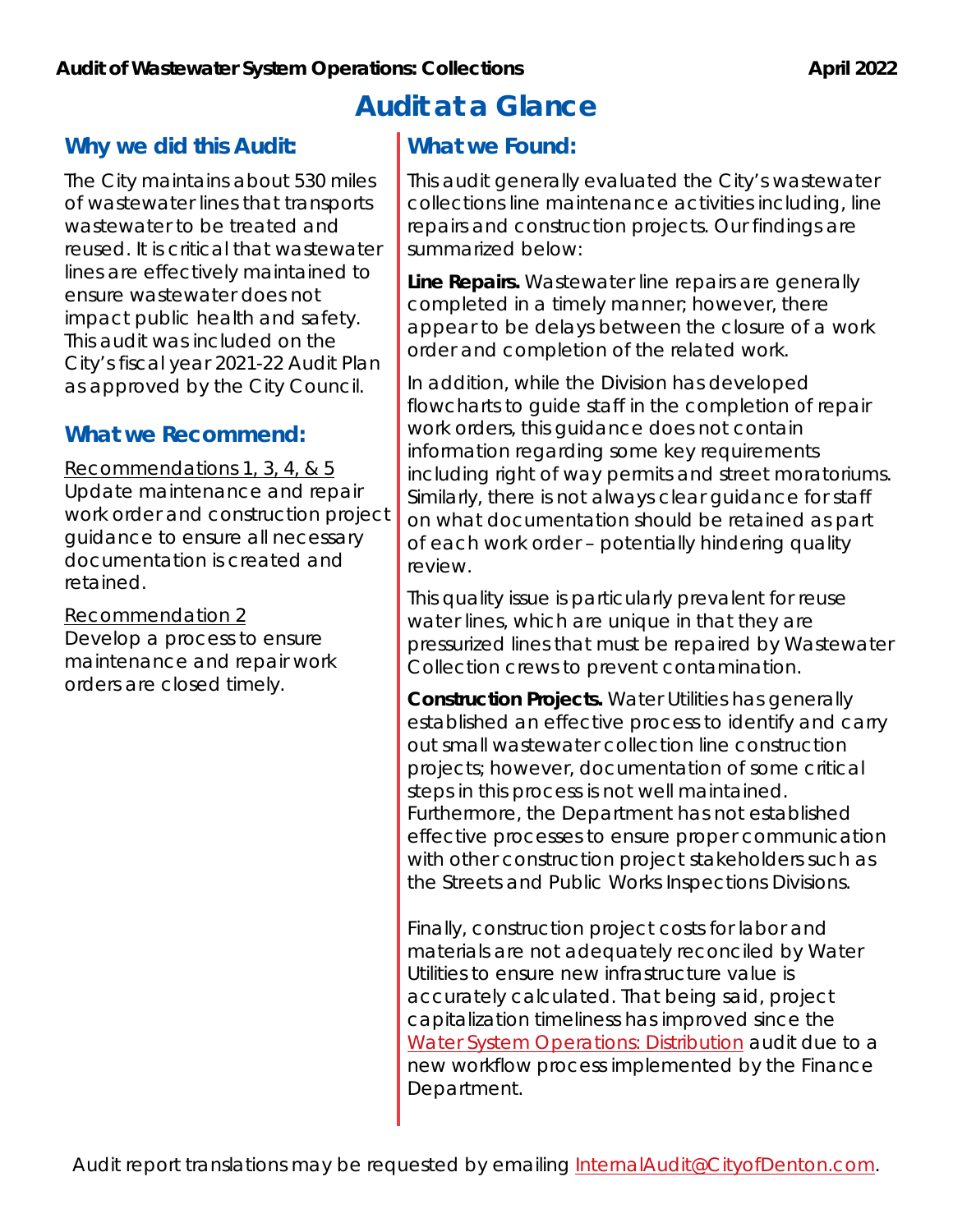**Audit of Wastewater System Operations: Collections** **April 2022**

# Audit at a Glance

## Why we did this Audit:

The City maintains about 530 miles of wastewater lines that transports wastewater to be treated and reused. It is critical that wastewater lines are effectively maintained to ensure wastewater does not impact public health and safety. This audit was included on the City's fiscal year 2021-22 Audit Plan as approved by the City Council.

## What we Recommend:

Recommendations 1, 3, 4, & 5
Update maintenance and repair work order and construction project guidance to ensure all necessary documentation is created and retained.

Recommendation 2
Develop a process to ensure maintenance and repair work orders are closed timely.

## What we Found:

This audit generally evaluated the City's wastewater collections line maintenance activities including, line repairs and construction projects. Our findings are summarized below:

**Line Repairs.** Wastewater line repairs are generally completed in a timely manner; however, there appear to be delays between the closure of a work order and completion of the related work.

In addition, while the Division has developed flowcharts to guide staff in the completion of repair work orders, this guidance does not contain information regarding some key requirements including right of way permits and street moratoriums. Similarly, there is not always clear guidance for staff on what documentation should be retained as part of each work order – potentially hindering quality review.

This quality issue is particularly prevalent for reuse water lines, which are unique in that they are pressurized lines that must be repaired by Wastewater Collection crews to prevent contamination.

**Construction Projects.** Water Utilities has generally established an effective process to identify and carry out small wastewater collection line construction projects; however, documentation of some critical steps in this process is not well maintained. Furthermore, the Department has not established effective processes to ensure proper communication with other construction project stakeholders such as the Streets and Public Works Inspections Divisions.

Finally, construction project costs for labor and materials are not adequately reconciled by Water Utilities to ensure new infrastructure value is accurately calculated. That being said, project capitalization timeliness has improved since the Water System Operations: Distribution audit due to a new workflow process implemented by the Finance Department.

Audit report translations may be requested by emailing InternalAudit@CityofDenton.com.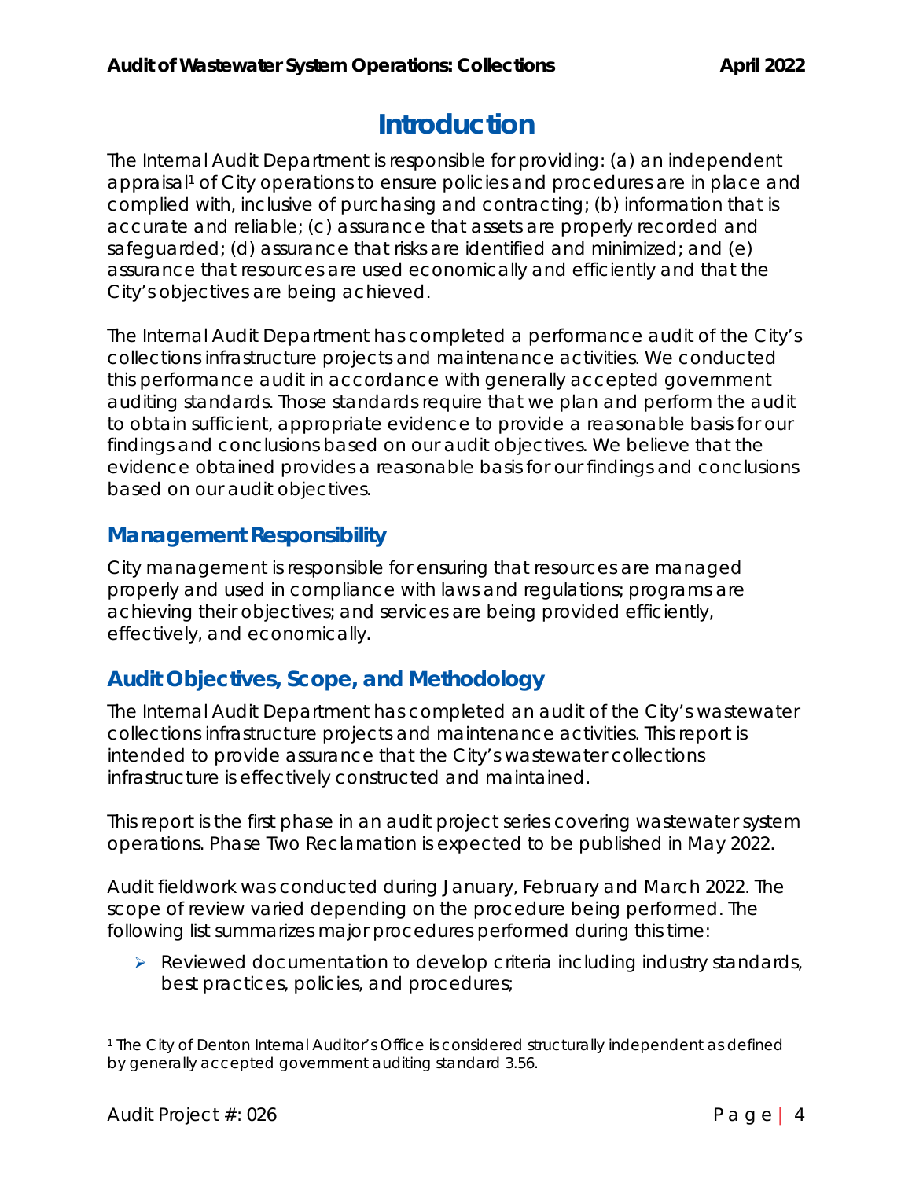# Introduction

The Internal Audit Department is responsible for providing: (a) an independent appraisal[1] of City operations to ensure policies and procedures are in place and complied with, inclusive of purchasing and contracting; (b) information that is accurate and reliable; (c) assurance that assets are properly recorded and safeguarded; (d) assurance that risks are identified and minimized; and (e) assurance that resources are used economically and efficiently and that the City's objectives are being achieved.

The Internal Audit Department has completed a performance audit of the City's collections infrastructure projects and maintenance activities. We conducted this performance audit in accordance with generally accepted government auditing standards. Those standards require that we plan and perform the audit to obtain sufficient, appropriate evidence to provide a reasonable basis for our findings and conclusions based on our audit objectives. We believe that the evidence obtained provides a reasonable basis for our findings and conclusions based on our audit objectives.

## Management Responsibility

City management is responsible for ensuring that resources are managed properly and used in compliance with laws and regulations; programs are achieving their objectives; and services are being provided efficiently, effectively, and economically.

## Audit Objectives, Scope, and Methodology

The Internal Audit Department has completed an audit of the City's wastewater collections infrastructure projects and maintenance activities. This report is intended to provide assurance that the City's wastewater collections infrastructure is effectively constructed and maintained.

This report is the first phase in an audit project series covering wastewater system operations. Phase Two Reclamation is expected to be published in May 2022.

Audit fieldwork was conducted during January, February and March 2022. The scope of review varied depending on the procedure being performed. The following list summarizes major procedures performed during this time:

- Reviewed documentation to develop criteria including industry standards, best practices, policies, and procedures;

---

[1] The City of Denton Internal Auditor's Office is considered structurally independent as defined by generally accepted government auditing standard 3.56.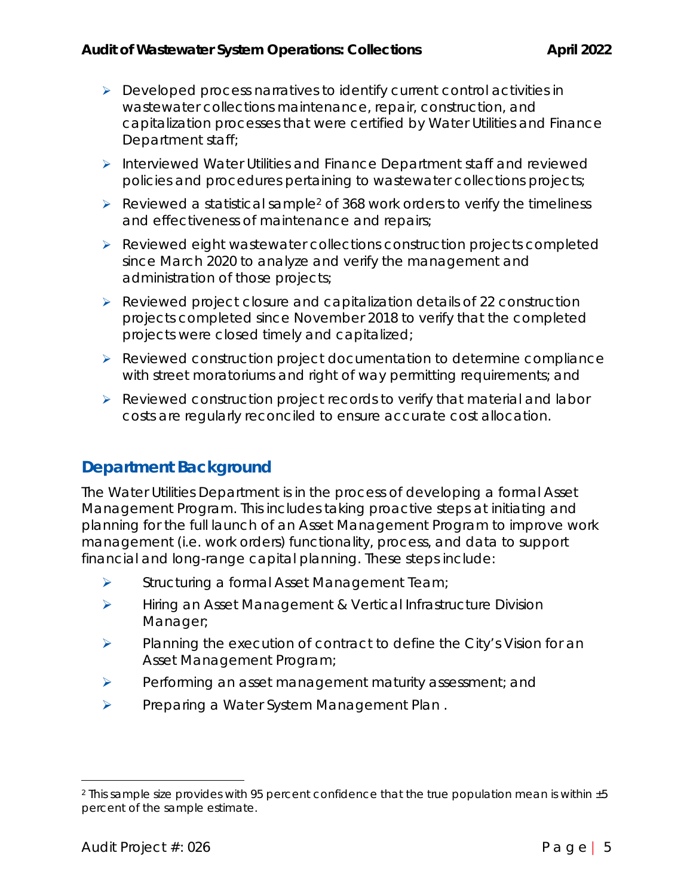- Developed process narratives to identify current control activities in wastewater collections maintenance, repair, construction, and capitalization processes that were certified by Water Utilities and Finance Department staff;
- Interviewed Water Utilities and Finance Department staff and reviewed policies and procedures pertaining to wastewater collections projects;
- Reviewed a statistical sample[2] of 368 work orders to verify the timeliness and effectiveness of maintenance and repairs;
- Reviewed eight wastewater collections construction projects completed since March 2020 to analyze and verify the management and administration of those projects;
- Reviewed project closure and capitalization details of 22 construction projects completed since November 2018 to verify that the completed projects were closed timely and capitalized;
- Reviewed construction project documentation to determine compliance with street moratoriums and right of way permitting requirements; and
- Reviewed construction project records to verify that material and labor costs are regularly reconciled to ensure accurate cost allocation.

## Department Background

The Water Utilities Department is in the process of developing a formal Asset Management Program. This includes taking proactive steps at initiating and planning for the full launch of an Asset Management Program to improve work management (i.e. work orders) functionality, process, and data to support financial and long-range capital planning. These steps include:

- Structuring a formal Asset Management Team;
- Hiring an Asset Management & Vertical Infrastructure Division Manager;
- Planning the execution of contract to define the City's Vision for an Asset Management Program;
- Performing an asset management maturity assessment; and
- Preparing a Water System Management Plan .

---

[2] This sample size provides with 95 percent confidence that the true population mean is within ±5 percent of the sample estimate.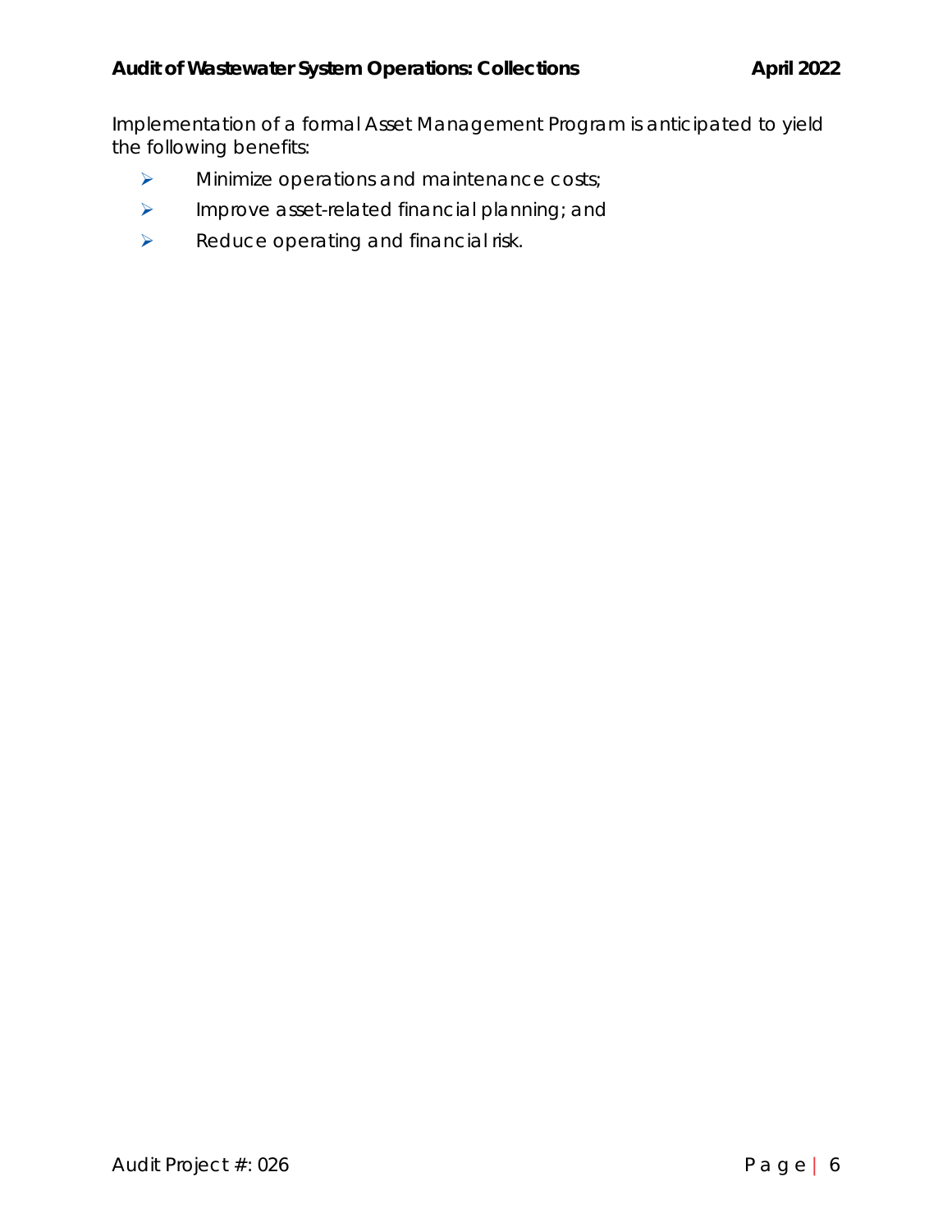Implementation of a formal Asset Management Program is anticipated to yield the following benefits:

- Minimize operations and maintenance costs;
- Improve asset-related financial planning; and
- Reduce operating and financial risk.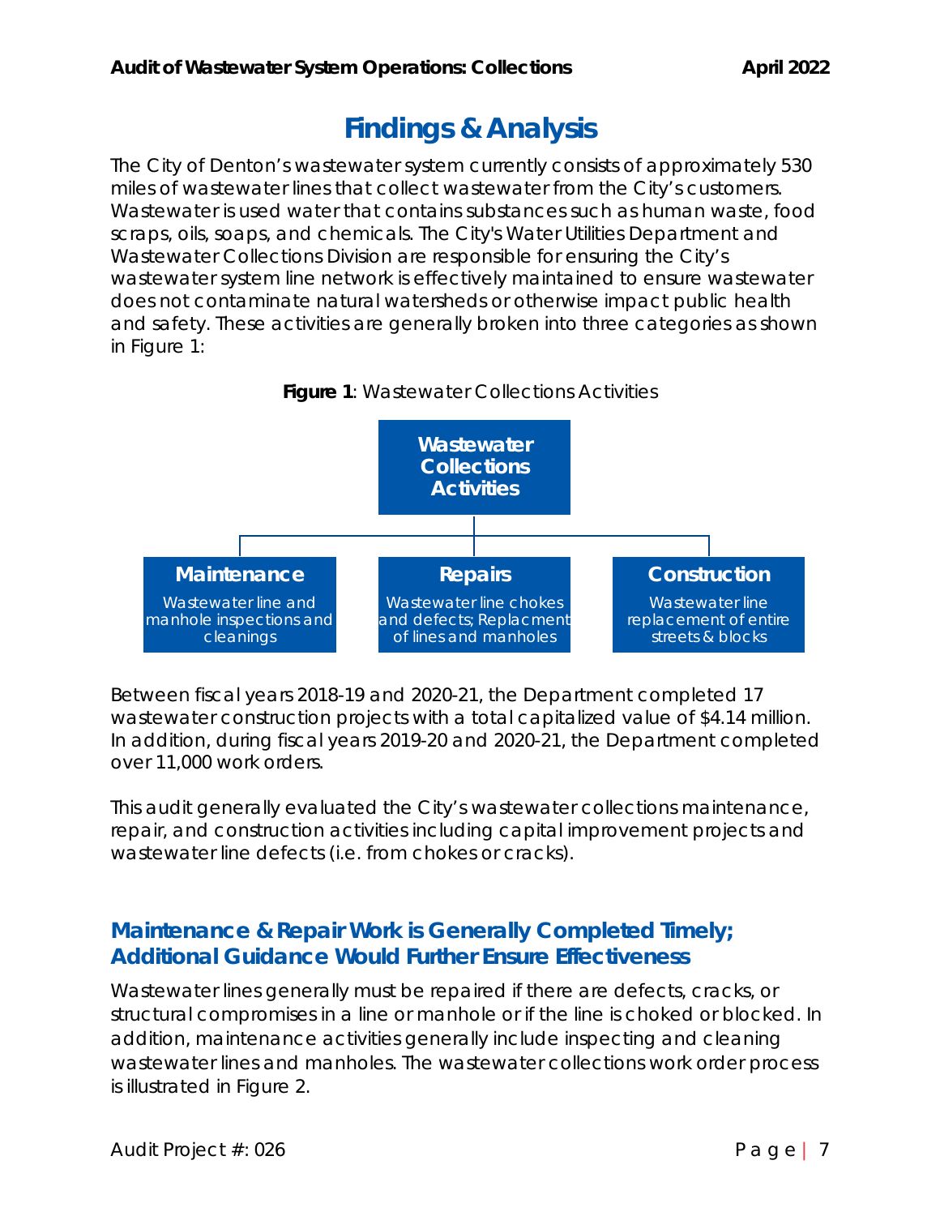# Findings & Analysis

The City of Denton's wastewater system currently consists of approximately 530 miles of wastewater lines that collect wastewater from the City's customers. Wastewater is used water that contains substances such as human waste, food scraps, oils, soaps, and chemicals. The City's Water Utilities Department and Wastewater Collections Division are responsible for ensuring the City's wastewater system line network is effectively maintained to ensure wastewater does not contaminate natural watersheds or otherwise impact public health and safety. These activities are generally broken into three categories as shown in Figure 1:

**Figure 1**: Wastewater Collections Activities

**Wastewater Collections Activities**

- **Maintenance**: Wastewater line and manhole inspections and cleanings
- **Repairs**: Wastewater line chokes and defects; Replacment of lines and manholes
- **Construction**: Wastewater line replacement of entire streets & blocks

Between fiscal years 2018-19 and 2020-21, the Department completed 17 wastewater construction projects with a total capitalized value of $4.14 million. In addition, during fiscal years 2019-20 and 2020-21, the Department completed over 11,000 work orders.

This audit generally evaluated the City's wastewater collections maintenance, repair, and construction activities including capital improvement projects and wastewater line defects (i.e. from chokes or cracks).

## Maintenance & Repair Work is Generally Completed Timely; Additional Guidance Would Further Ensure Effectiveness

Wastewater lines generally must be repaired if there are defects, cracks, or structural compromises in a line or manhole or if the line is choked or blocked. In addition, maintenance activities generally include inspecting and cleaning wastewater lines and manholes. The wastewater collections work order process is illustrated in Figure 2.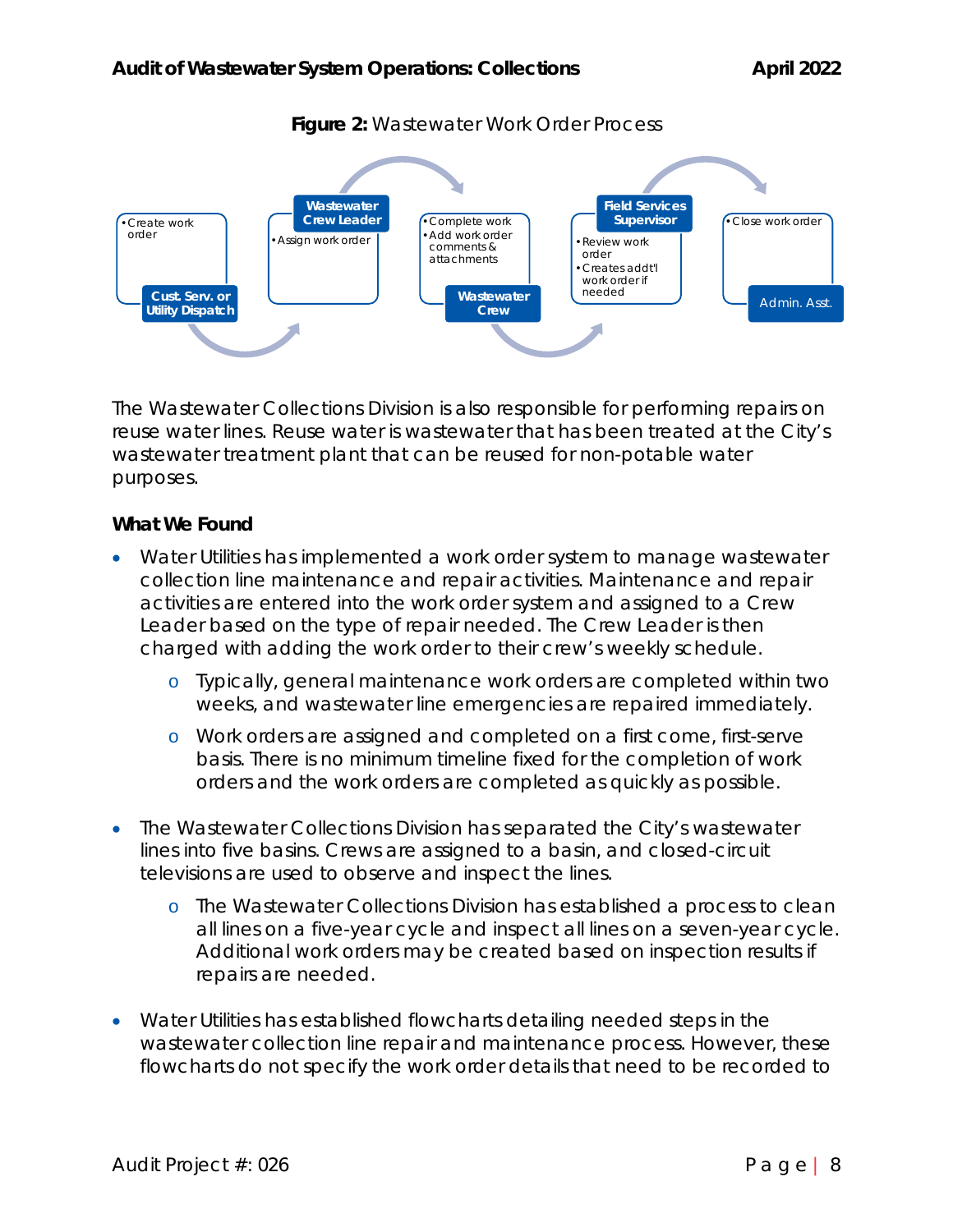**Figure 2:** Wastewater Work Order Process

- **Cust. Serv. or Utility Dispatch**
  - Create work order
- **Wastewater Crew Leader**
  - Assign work order
- **Wastewater Crew**
  - Complete work
  - Add work order comments & attachments
- **Field Services Supervisor**
  - Review work order
  - Creates addt'l work order if needed
- **Admin. Asst.**
  - Close work order

The Wastewater Collections Division is also responsible for performing repairs on reuse water lines. Reuse water is wastewater that has been treated at the City's wastewater treatment plant that can be reused for non-potable water purposes.

### What We Found

- Water Utilities has implemented a work order system to manage wastewater collection line maintenance and repair activities. Maintenance and repair activities are entered into the work order system and assigned to a Crew Leader based on the type of repair needed. The Crew Leader is then charged with adding the work order to their crew's weekly schedule.
  - Typically, general maintenance work orders are completed within two weeks, and wastewater line emergencies are repaired immediately.
  - Work orders are assigned and completed on a first come, first-serve basis. There is no minimum timeline fixed for the completion of work orders and the work orders are completed as quickly as possible.
- The Wastewater Collections Division has separated the City's wastewater lines into five basins. Crews are assigned to a basin, and closed-circuit televisions are used to observe and inspect the lines.
  - The Wastewater Collections Division has established a process to clean all lines on a five-year cycle and inspect all lines on a seven-year cycle. Additional work orders may be created based on inspection results if repairs are needed.
- Water Utilities has established flowcharts detailing needed steps in the wastewater collection line repair and maintenance process. However, these flowcharts do not specify the work order details that need to be recorded to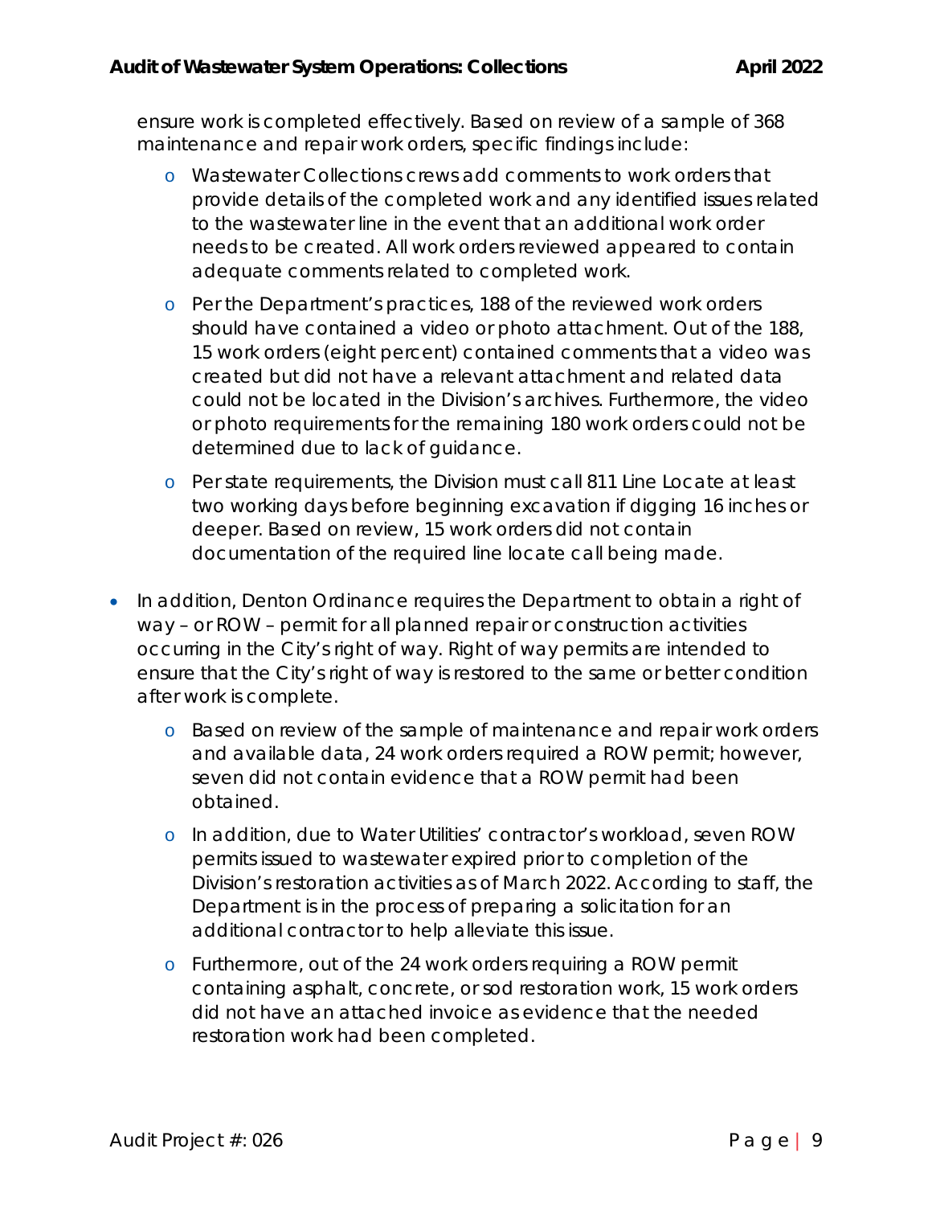ensure work is completed effectively. Based on review of a sample of 368 maintenance and repair work orders, specific findings include:

  - Wastewater Collections crews add comments to work orders that provide details of the completed work and any identified issues related to the wastewater line in the event that an additional work order needs to be created. All work orders reviewed appeared to contain adequate comments related to completed work.
  - Per the Department's practices, 188 of the reviewed work orders should have contained a video or photo attachment. Out of the 188, 15 work orders (eight percent) contained comments that a video was created but did not have a relevant attachment and related data could not be located in the Division's archives. Furthermore, the video or photo requirements for the remaining 180 work orders could not be determined due to lack of guidance.
  - Per state requirements, the Division must call 811 Line Locate at least two working days before beginning excavation if digging 16 inches or deeper. Based on review, 15 work orders did not contain documentation of the required line locate call being made.

- In addition, Denton Ordinance requires the Department to obtain a right of way – or ROW – permit for all planned repair or construction activities occurring in the City's right of way. Right of way permits are intended to ensure that the City's right of way is restored to the same or better condition after work is complete.
  - Based on review of the sample of maintenance and repair work orders and available data, 24 work orders required a ROW permit; however, seven did not contain evidence that a ROW permit had been obtained.
  - In addition, due to Water Utilities' contractor's workload, seven ROW permits issued to wastewater expired prior to completion of the Division's restoration activities as of March 2022. According to staff, the Department is in the process of preparing a solicitation for an additional contractor to help alleviate this issue.
  - Furthermore, out of the 24 work orders requiring a ROW permit containing asphalt, concrete, or sod restoration work, 15 work orders did not have an attached invoice as evidence that the needed restoration work had been completed.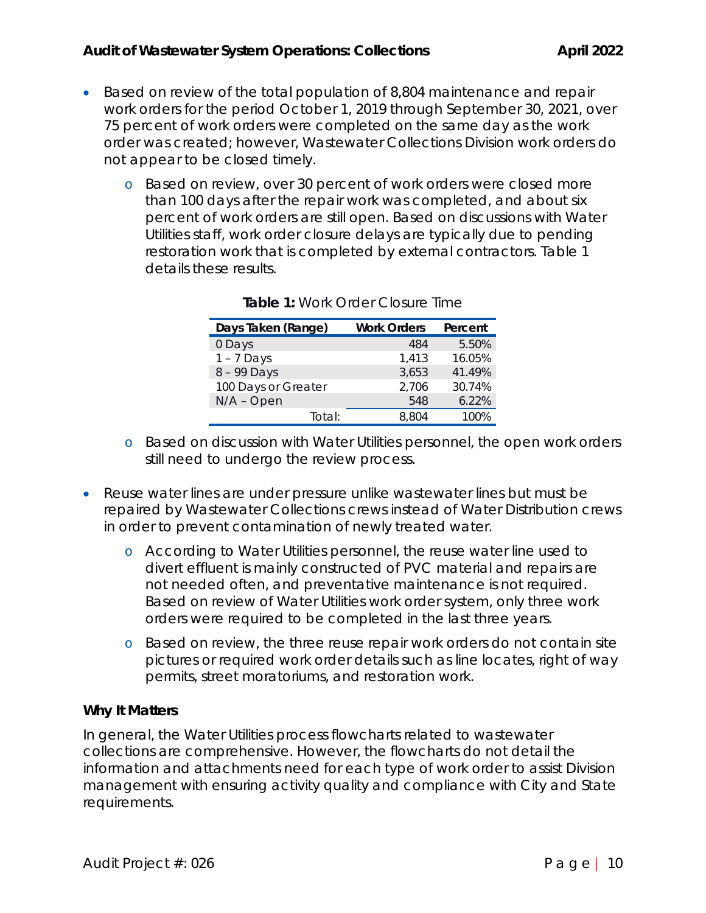- Based on review of the total population of 8,804 maintenance and repair work orders for the period October 1, 2019 through September 30, 2021, over 75 percent of work orders were completed on the same day as the work order was created; however, Wastewater Collections Division work orders do not appear to be closed timely.
  - Based on review, over 30 percent of work orders were closed more than 100 days after the repair work was completed, and about six percent of work orders are still open. Based on discussions with Water Utilities staff, work order closure delays are typically due to pending restoration work that is completed by external contractors. Table 1 details these results.

**Table 1:** Work Order Closure Time

| Days Taken (Range) | Work Orders | Percent |
|---|---|---|
| 0 Days | 484 | 5.50% |
| 1 – 7 Days | 1,413 | 16.05% |
| 8 – 99 Days | 3,653 | 41.49% |
| 100 Days or Greater | 2,706 | 30.74% |
| N/A – Open | 548 | 6.22% |
| Total: | 8,804 | 100% |

  - Based on discussion with Water Utilities personnel, the open work orders still need to undergo the review process.

- Reuse water lines are under pressure unlike wastewater lines but must be repaired by Wastewater Collections crews instead of Water Distribution crews in order to prevent contamination of newly treated water.
  - According to Water Utilities personnel, the reuse water line used to divert effluent is mainly constructed of PVC material and repairs are not needed often, and preventative maintenance is not required. Based on review of Water Utilities work order system, only three work orders were required to be completed in the last three years.
  - Based on review, the three reuse repair work orders do not contain site pictures or required work order details such as line locates, right of way permits, street moratoriums, and restoration work.

**Why It Matters**

In general, the Water Utilities process flowcharts related to wastewater collections are comprehensive. However, the flowcharts do not detail the information and attachments need for each type of work order to assist Division management with ensuring activity quality and compliance with City and State requirements.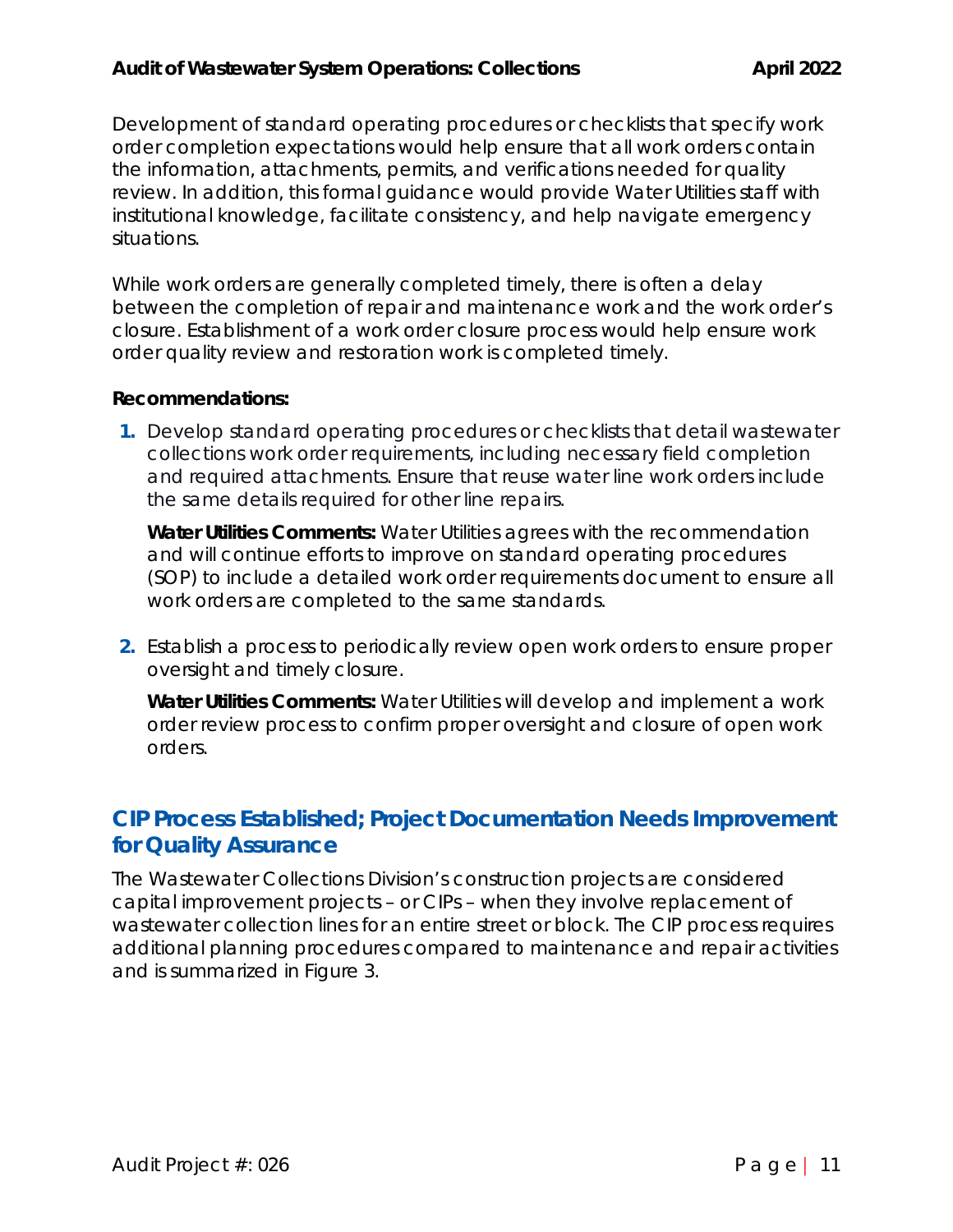Development of standard operating procedures or checklists that specify work order completion expectations would help ensure that all work orders contain the information, attachments, permits, and verifications needed for quality review. In addition, this formal guidance would provide Water Utilities staff with institutional knowledge, facilitate consistency, and help navigate emergency situations.

While work orders are generally completed timely, there is often a delay between the completion of repair and maintenance work and the work order's closure. Establishment of a work order closure process would help ensure work order quality review and restoration work is completed timely.

**Recommendations:**

1. Develop standard operating procedures or checklists that detail wastewater collections work order requirements, including necessary field completion and required attachments. Ensure that reuse water line work orders include the same details required for other line repairs.

   **Water Utilities Comments:** Water Utilities agrees with the recommendation and will continue efforts to improve on standard operating procedures (SOP) to include a detailed work order requirements document to ensure all work orders are completed to the same standards.

2. Establish a process to periodically review open work orders to ensure proper oversight and timely closure.

   **Water Utilities Comments:** Water Utilities will develop and implement a work order review process to confirm proper oversight and closure of open work orders.

## CIP Process Established; Project Documentation Needs Improvement for Quality Assurance

The Wastewater Collections Division's construction projects are considered capital improvement projects – or CIPs – when they involve replacement of wastewater collection lines for an entire street or block. The CIP process requires additional planning procedures compared to maintenance and repair activities and is summarized in Figure 3.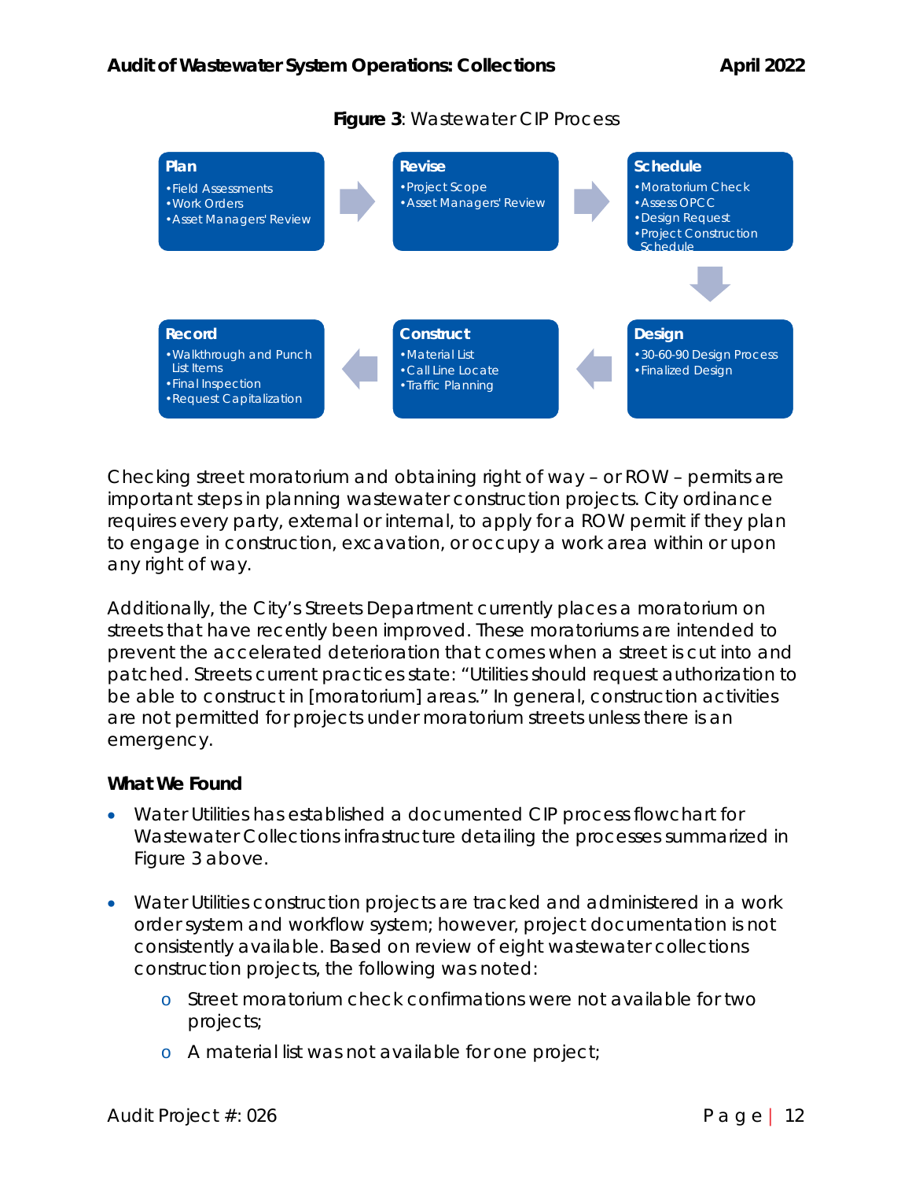**Figure 3**: Wastewater CIP Process

**Plan**
- Field Assessments
- Work Orders
- Asset Managers' Review

**Revise**
- Project Scope
- Asset Managers' Review

**Schedule**
- Moratorium Check
- Assess OPCC
- Design Request
- Project Construction Schedule

**Design**
- 30-60-90 Design Process
- Finalized Design

**Construct**
- Material List
- Call Line Locate
- Traffic Planning

**Record**
- Walkthrough and Punch List Items
- Final Inspection
- Request Capitalization

Checking street moratorium and obtaining right of way – or ROW – permits are important steps in planning wastewater construction projects. City ordinance requires every party, external or internal, to apply for a ROW permit if they plan to engage in construction, excavation, or occupy a work area within or upon any right of way.

Additionally, the City's Streets Department currently places a moratorium on streets that have recently been improved. These moratoriums are intended to prevent the accelerated deterioration that comes when a street is cut into and patched. Streets current practices state: "Utilities should request authorization to be able to construct in [moratorium] areas." In general, construction activities are not permitted for projects under moratorium streets unless there is an emergency.

**What We Found**

- Water Utilities has established a documented CIP process flowchart for Wastewater Collections infrastructure detailing the processes summarized in Figure 3 above.
- Water Utilities construction projects are tracked and administered in a work order system and workflow system; however, project documentation is not consistently available. Based on review of eight wastewater collections construction projects, the following was noted:
  - Street moratorium check confirmations were not available for two projects;
  - A material list was not available for one project;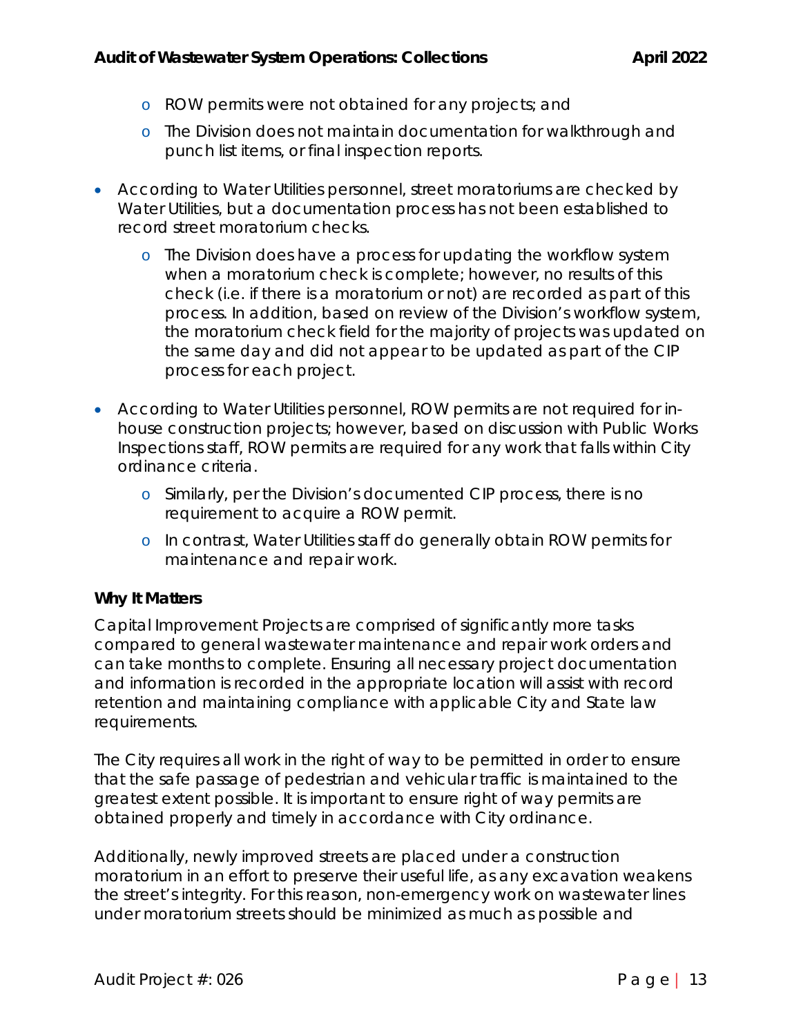- ROW permits were not obtained for any projects; and
  - The Division does not maintain documentation for walkthrough and punch list items, or final inspection reports.

- According to Water Utilities personnel, street moratoriums are checked by Water Utilities, but a documentation process has not been established to record street moratorium checks.
  - The Division does have a process for updating the workflow system when a moratorium check is complete; however, no results of this check (i.e. if there is a moratorium or not) are recorded as part of this process. In addition, based on review of the Division's workflow system, the moratorium check field for the majority of projects was updated on the same day and did not appear to be updated as part of the CIP process for each project.

- According to Water Utilities personnel, ROW permits are not required for in-house construction projects; however, based on discussion with Public Works Inspections staff, ROW permits are required for any work that falls within City ordinance criteria.
  - Similarly, per the Division's documented CIP process, there is no requirement to acquire a ROW permit.
  - In contrast, Water Utilities staff do generally obtain ROW permits for maintenance and repair work.

**Why It Matters**

Capital Improvement Projects are comprised of significantly more tasks compared to general wastewater maintenance and repair work orders and can take months to complete. Ensuring all necessary project documentation and information is recorded in the appropriate location will assist with record retention and maintaining compliance with applicable City and State law requirements.

The City requires all work in the right of way to be permitted in order to ensure that the safe passage of pedestrian and vehicular traffic is maintained to the greatest extent possible. It is important to ensure right of way permits are obtained properly and timely in accordance with City ordinance.

Additionally, newly improved streets are placed under a construction moratorium in an effort to preserve their useful life, as any excavation weakens the street's integrity. For this reason, non-emergency work on wastewater lines under moratorium streets should be minimized as much as possible and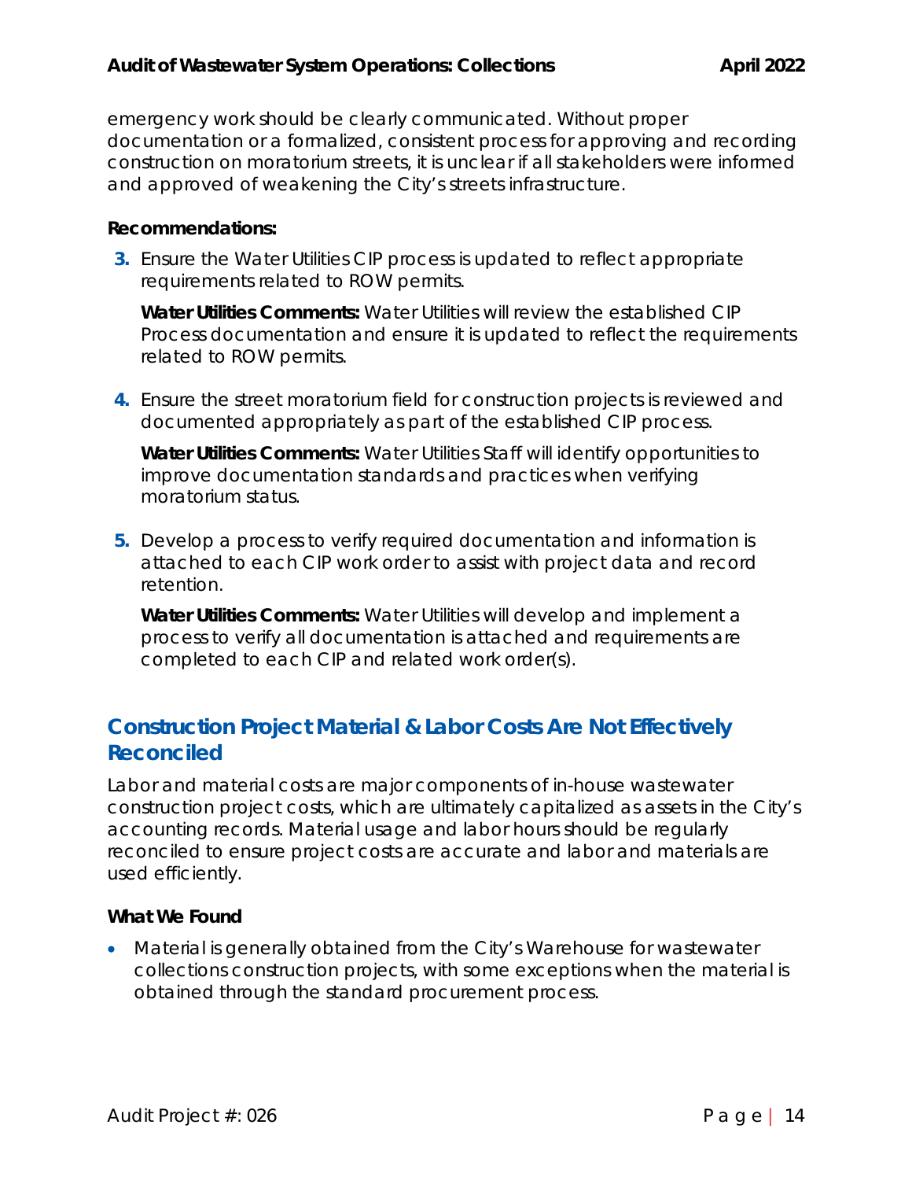emergency work should be clearly communicated. Without proper documentation or a formalized, consistent process for approving and recording construction on moratorium streets, it is unclear if all stakeholders were informed and approved of weakening the City's streets infrastructure.

**Recommendations:**

3. Ensure the Water Utilities CIP process is updated to reflect appropriate requirements related to ROW permits.

   **Water Utilities Comments:** Water Utilities will review the established CIP Process documentation and ensure it is updated to reflect the requirements related to ROW permits.

4. Ensure the street moratorium field for construction projects is reviewed and documented appropriately as part of the established CIP process.

   **Water Utilities Comments:** Water Utilities Staff will identify opportunities to improve documentation standards and practices when verifying moratorium status.

5. Develop a process to verify required documentation and information is attached to each CIP work order to assist with project data and record retention.

   **Water Utilities Comments:** Water Utilities will develop and implement a process to verify all documentation is attached and requirements are completed to each CIP and related work order(s).

## Construction Project Material & Labor Costs Are Not Effectively Reconciled

Labor and material costs are major components of in-house wastewater construction project costs, which are ultimately capitalized as assets in the City's accounting records. Material usage and labor hours should be regularly reconciled to ensure project costs are accurate and labor and materials are used efficiently.

**What We Found**

- Material is generally obtained from the City's Warehouse for wastewater collections construction projects, with some exceptions when the material is obtained through the standard procurement process.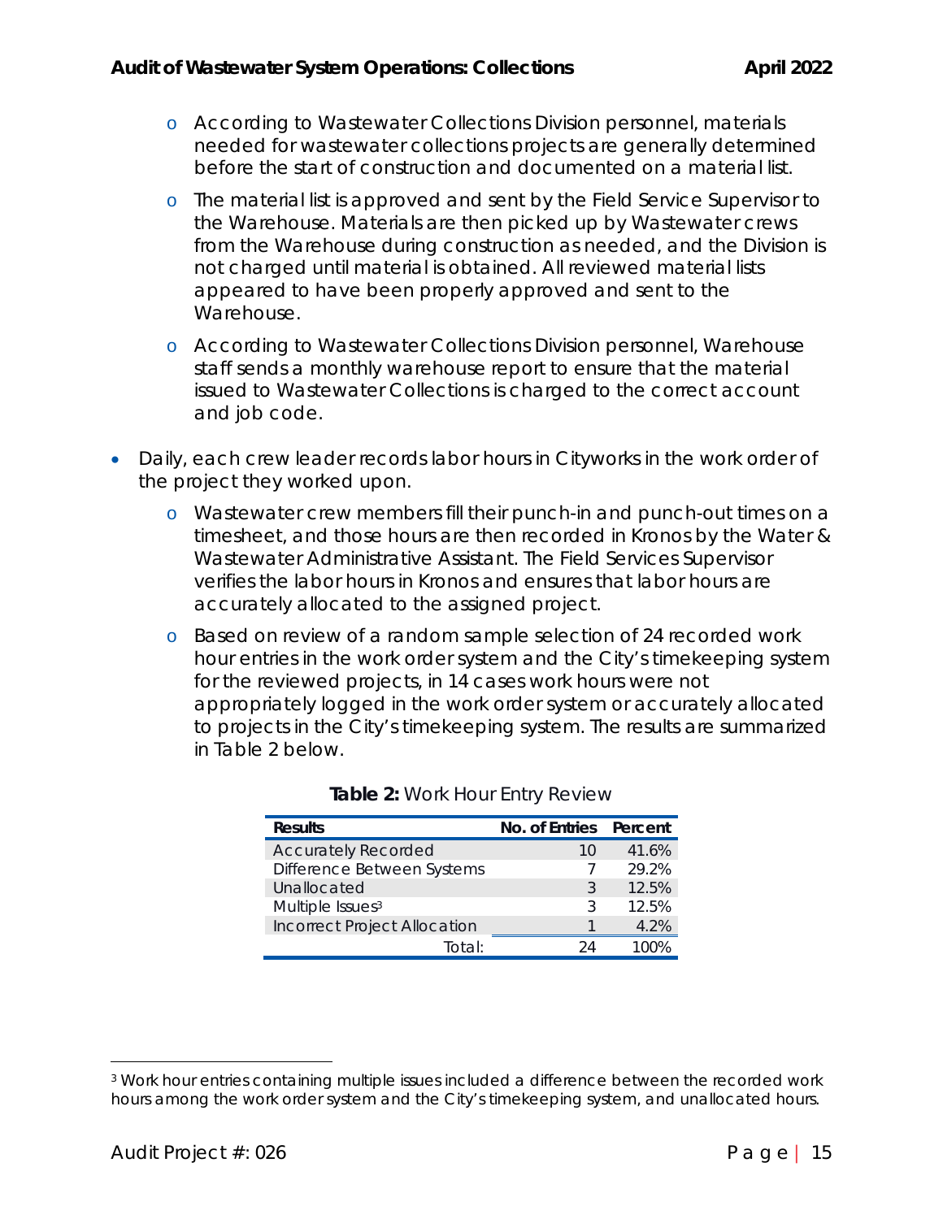- According to Wastewater Collections Division personnel, materials needed for wastewater collections projects are generally determined before the start of construction and documented on a material list.
  - The material list is approved and sent by the Field Service Supervisor to the Warehouse. Materials are then picked up by Wastewater crews from the Warehouse during construction as needed, and the Division is not charged until material is obtained. All reviewed material lists appeared to have been properly approved and sent to the Warehouse.
  - According to Wastewater Collections Division personnel, Warehouse staff sends a monthly warehouse report to ensure that the material issued to Wastewater Collections is charged to the correct account and job code.
- Daily, each crew leader records labor hours in Cityworks in the work order of the project they worked upon.
  - Wastewater crew members fill their punch-in and punch-out times on a timesheet, and those hours are then recorded in Kronos by the Water & Wastewater Administrative Assistant. The Field Services Supervisor verifies the labor hours in Kronos and ensures that labor hours are accurately allocated to the assigned project.
  - Based on review of a random sample selection of 24 recorded work hour entries in the work order system and the City's timekeeping system for the reviewed projects, in 14 cases work hours were not appropriately logged in the work order system or accurately allocated to projects in the City's timekeeping system. The results are summarized in Table 2 below.

**Table 2:** Work Hour Entry Review

| Results | No. of Entries | Percent |
|---|---|---|
| Accurately Recorded | 10 | 41.6% |
| Difference Between Systems | 7 | 29.2% |
| Unallocated | 3 | 12.5% |
| Multiple Issues[3] | 3 | 12.5% |
| Incorrect Project Allocation | 1 | 4.2% |
| Total: | 24 | 100% |

[3] Work hour entries containing multiple issues included a difference between the recorded work hours among the work order system and the City's timekeeping system, and unallocated hours.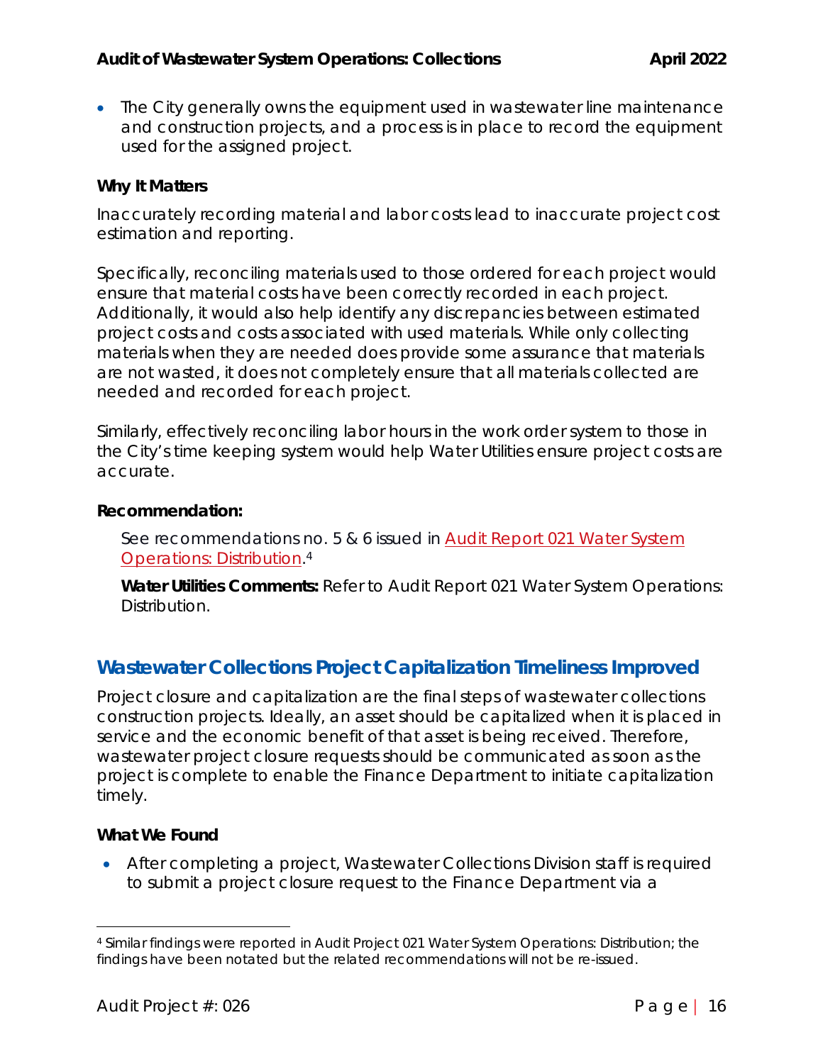- The City generally owns the equipment used in wastewater line maintenance and construction projects, and a process is in place to record the equipment used for the assigned project.

**Why It Matters**

Inaccurately recording material and labor costs lead to inaccurate project cost estimation and reporting.

Specifically, reconciling materials used to those ordered for each project would ensure that material costs have been correctly recorded in each project. Additionally, it would also help identify any discrepancies between estimated project costs and costs associated with used materials. While only collecting materials when they are needed does provide some assurance that materials are not wasted, it does not completely ensure that all materials collected are needed and recorded for each project.

Similarly, effectively reconciling labor hours in the work order system to those in the City's time keeping system would help Water Utilities ensure project costs are accurate.

**Recommendation:**

See recommendations no. 5 & 6 issued in Audit Report 021 Water System Operations: Distribution.[4]

**Water Utilities Comments:** Refer to Audit Report 021 Water System Operations: Distribution.

## Wastewater Collections Project Capitalization Timeliness Improved

Project closure and capitalization are the final steps of wastewater collections construction projects. Ideally, an asset should be capitalized when it is placed in service and the economic benefit of that asset is being received. Therefore, wastewater project closure requests should be communicated as soon as the project is complete to enable the Finance Department to initiate capitalization timely.

**What We Found**

- After completing a project, Wastewater Collections Division staff is required to submit a project closure request to the Finance Department via a

[4] Similar findings were reported in Audit Project 021 Water System Operations: Distribution; the findings have been notated but the related recommendations will not be re-issued.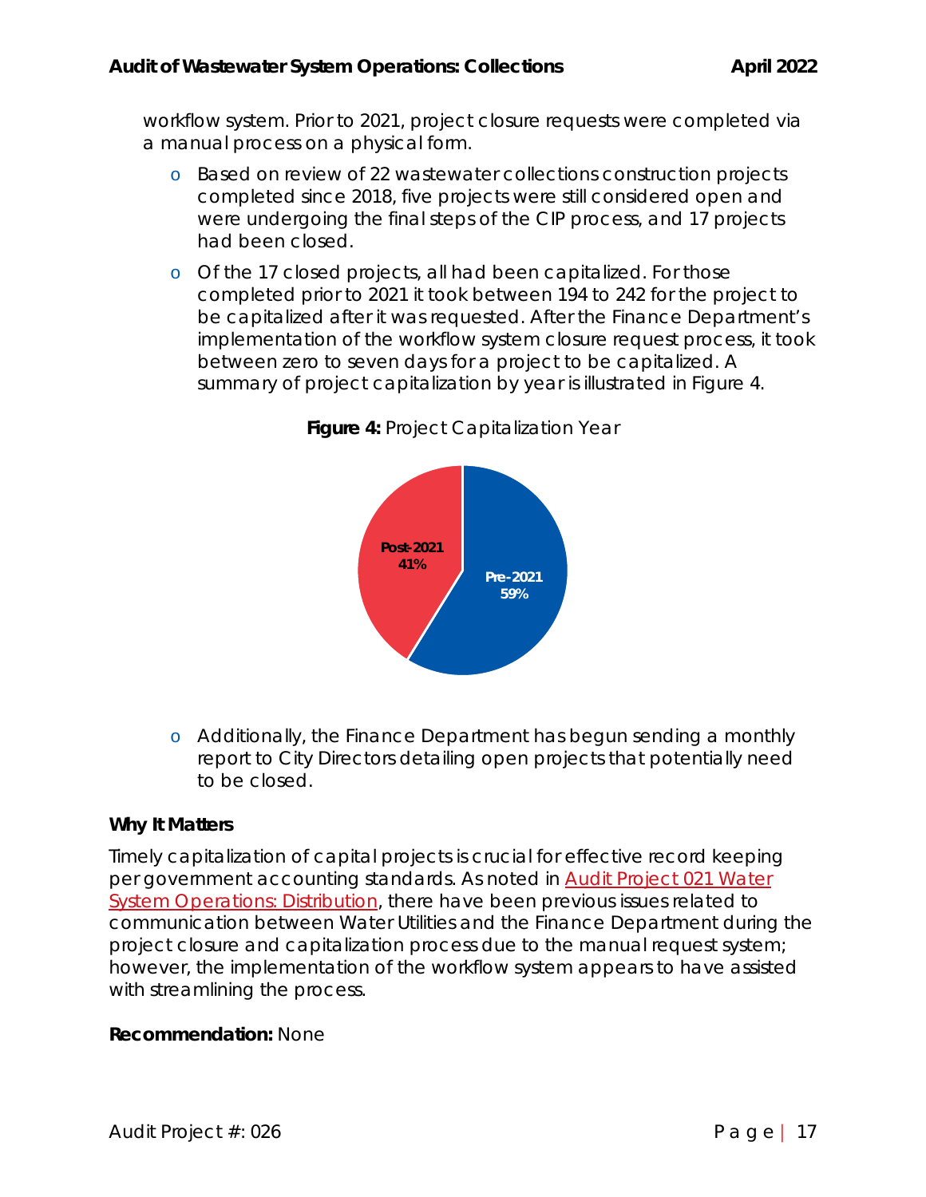workflow system. Prior to 2021, project closure requests were completed via a manual process on a physical form.

- Based on review of 22 wastewater collections construction projects completed since 2018, five projects were still considered open and were undergoing the final steps of the CIP process, and 17 projects had been closed.
- Of the 17 closed projects, all had been capitalized. For those completed prior to 2021 it took between 194 to 242 for the project to be capitalized after it was requested. After the Finance Department's implementation of the workflow system closure request process, it took between zero to seven days for a project to be capitalized. A summary of project capitalization by year is illustrated in Figure 4.

**Figure 4:** Project Capitalization Year

Post-2021 41%

Pre-2021 59%

- Additionally, the Finance Department has begun sending a monthly report to City Directors detailing open projects that potentially need to be closed.

**Why It Matters**

Timely capitalization of capital projects is crucial for effective record keeping per government accounting standards. As noted in Audit Project 021 Water System Operations: Distribution, there have been previous issues related to communication between Water Utilities and the Finance Department during the project closure and capitalization process due to the manual request system; however, the implementation of the workflow system appears to have assisted with streamlining the process.

**Recommendation:** None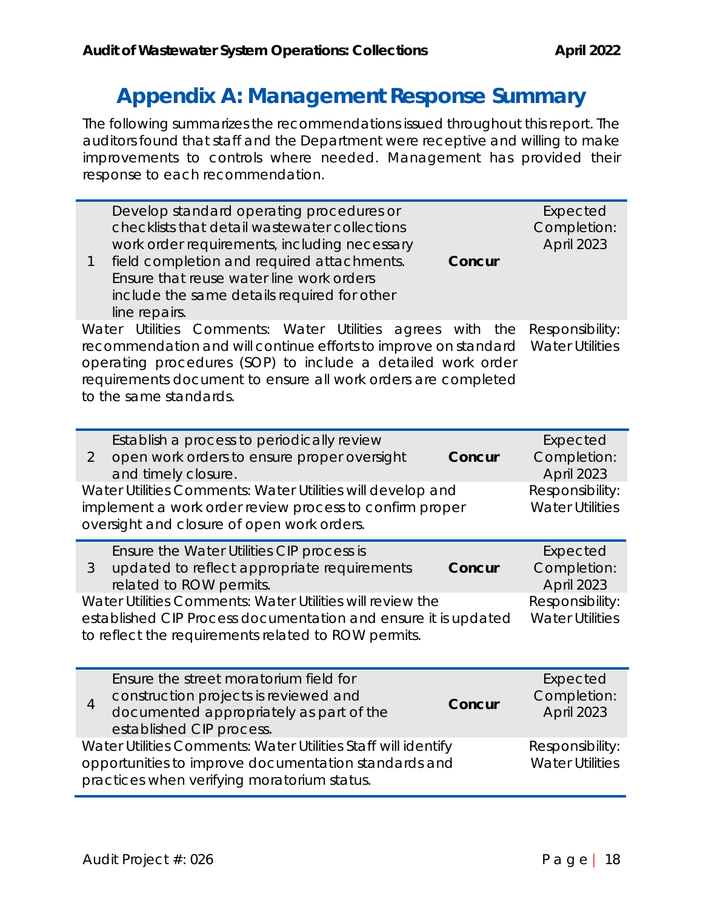# Appendix A: Management Response Summary

The following summarizes the recommendations issued throughout this report. The auditors found that staff and the Department were receptive and willing to make improvements to controls where needed. Management has provided their response to each recommendation.

| # | Recommendation | Response | Details |
|---|---|---|---|
| 1 | Develop standard operating procedures or checklists that detail wastewater collections work order requirements, including necessary field completion and required attachments. Ensure that reuse water line work orders include the same details required for other line repairs. | **Concur** | Expected Completion: April 2023 |
| | Water Utilities Comments: Water Utilities agrees with the recommendation and will continue efforts to improve on standard operating procedures (SOP) to include a detailed work order requirements document to ensure all work orders are completed to the same standards. | | Responsibility: Water Utilities |
| 2 | Establish a process to periodically review open work orders to ensure proper oversight and timely closure. | **Concur** | Expected Completion: April 2023 |
| | Water Utilities Comments: Water Utilities will develop and implement a work order review process to confirm proper oversight and closure of open work orders. | | Responsibility: Water Utilities |
| 3 | Ensure the Water Utilities CIP process is updated to reflect appropriate requirements related to ROW permits. | **Concur** | Expected Completion: April 2023 |
| | Water Utilities Comments: Water Utilities will review the established CIP Process documentation and ensure it is updated to reflect the requirements related to ROW permits. | | Responsibility: Water Utilities |
| 4 | Ensure the street moratorium field for construction projects is reviewed and documented appropriately as part of the established CIP process. | **Concur** | Expected Completion: April 2023 |
| | Water Utilities Comments: Water Utilities Staff will identify opportunities to improve documentation standards and practices when verifying moratorium status. | | Responsibility: Water Utilities |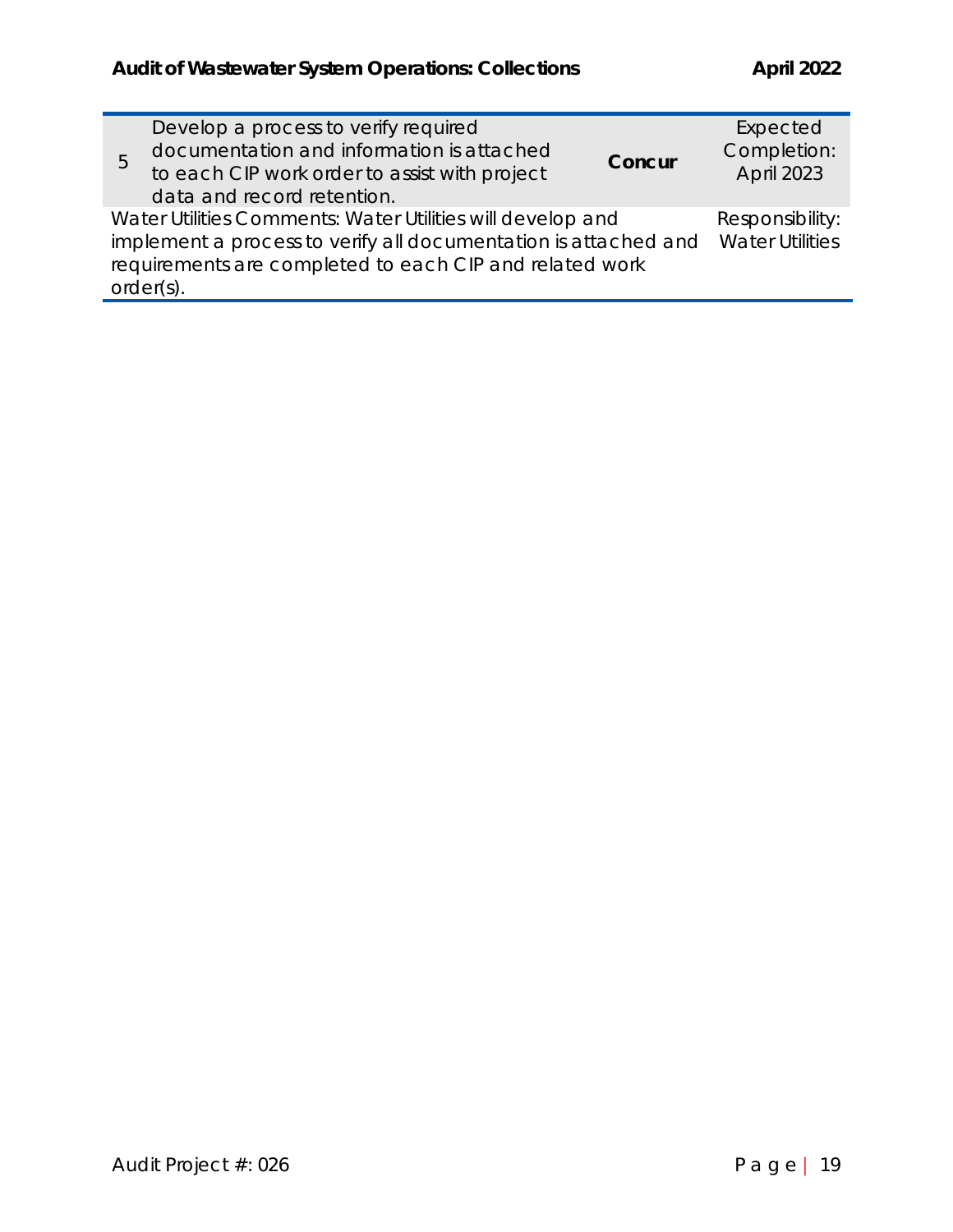| | | | |
|---|---|---|---|
| 5 | Develop a process to verify required documentation and information is attached to each CIP work order to assist with project data and record retention. | **Concur** | Expected Completion: April 2023 |
| Water Utilities Comments: Water Utilities will develop and implement a process to verify all documentation is attached and requirements are completed to each CIP and related work order(s). | | | Responsibility: Water Utilities |